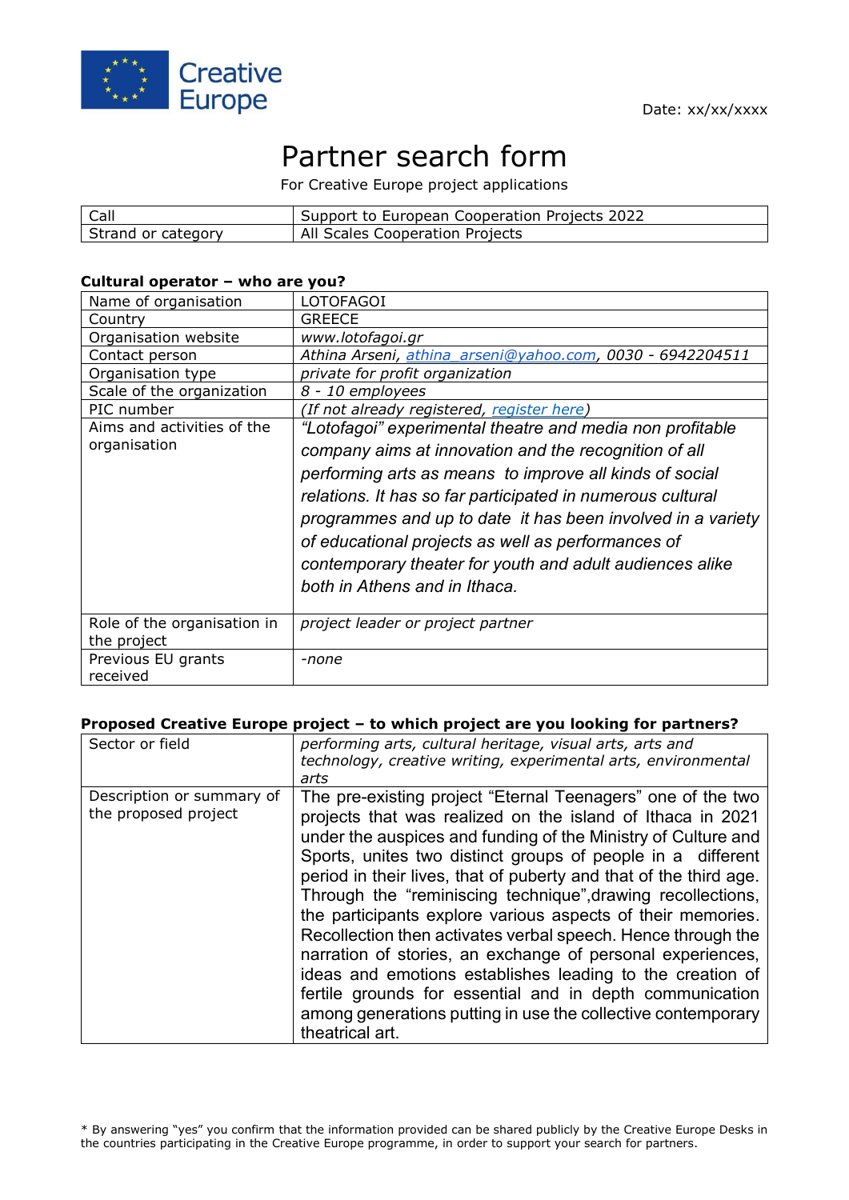Creative Europe

Date: xx/xx/xxxx

# Partner search form

For Creative Europe project applications

| Call | Support to European Cooperation Projects 2022 |
|---|---|
| Strand or category | All Scales Cooperation Projects |

**Cultural operator – who are you?**

| Name of organisation | LOTOFAGOI |
|---|---|
| Country | GREECE |
| Organisation website | *www.lotofagoi.gr* |
| Contact person | *Athina Arseni, athina_arseni@yahoo.com, 0030 - 6942204511* |
| Organisation type | *private for profit organization* |
| Scale of the organization | *8 - 10 employees* |
| PIC number | *(If not already registered, register here)* |
| Aims and activities of the organisation | *"Lotofagoi" experimental theatre and media non profitable company aims at innovation and the recognition of all performing arts as means to improve all kinds of social relations. It has so far participated in numerous cultural programmes and up to date it has been involved in a variety of educational projects as well as performances of contemporary theater for youth and adult audiences alike both in Athens and in Ithaca.* |
| Role of the organisation in the project | *project leader or project partner* |
| Previous EU grants received | *-none* |

**Proposed Creative Europe project – to which project are you looking for partners?**

| Sector or field | *performing arts, cultural heritage, visual arts, arts and technology, creative writing, experimental arts, environmental arts* |
|---|---|
| Description or summary of the proposed project | The pre-existing project "Eternal Teenagers" one of the two projects that was realized on the island of Ithaca in 2021 under the auspices and funding of the Ministry of Culture and Sports, unites two distinct groups of people in a different period in their lives, that of puberty and that of the third age. Through the "reminiscing technique",drawing recollections, the participants explore various aspects of their memories. Recollection then activates verbal speech. Hence through the narration of stories, an exchange of personal experiences, ideas and emotions establishes leading to the creation of fertile grounds for essential and in depth communication among generations putting in use the collective contemporary theatrical art. |

* By answering "yes" you confirm that the information provided can be shared publicly by the Creative Europe Desks in the countries participating in the Creative Europe programme, in order to support your search for partners.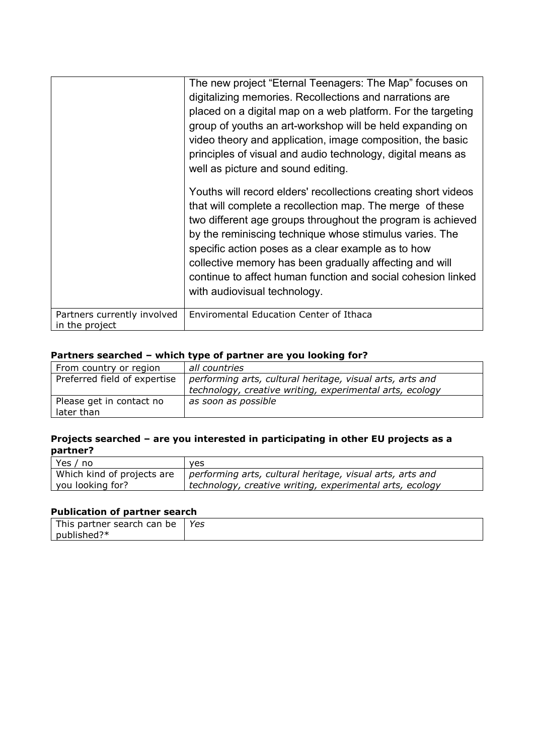| | |
|---|---|
| | The new project “Eternal Teenagers: The Map” focuses on digitalizing memories. Recollections and narrations are placed on a digital map on a web platform. For the targeting group of youths an art-workshop will be held expanding on video theory and application, image composition, the basic principles of visual and audio technology, digital means as well as picture and sound editing.<br><br>Youths will record elders' recollections creating short videos that will complete a recollection map. The merge of these two different age groups throughout the program is achieved by the reminiscing technique whose stimulus varies. The specific action poses as a clear example as to how collective memory has been gradually affecting and will continue to affect human function and social cohesion linked with audiovisual technology. |
| Partners currently involved in the project | Enviromental Education Center of Ithaca |

**Partners searched – which type of partner are you looking for?**

| | |
|---|---|
| From country or region | *all countries* |
| Preferred field of expertise | *performing arts, cultural heritage, visual arts, arts and technology, creative writing, experimental arts, ecology* |
| Please get in contact no later than | *as soon as possible* |

**Projects searched – are you interested in participating in other EU projects as a partner?**

| | |
|---|---|
| Yes / no | yes |
| Which kind of projects are you looking for? | *performing arts, cultural heritage, visual arts, arts and technology, creative writing, experimental arts, ecology* |

**Publication of partner search**

| | |
|---|---|
| This partner search can be published?* | *Yes* |